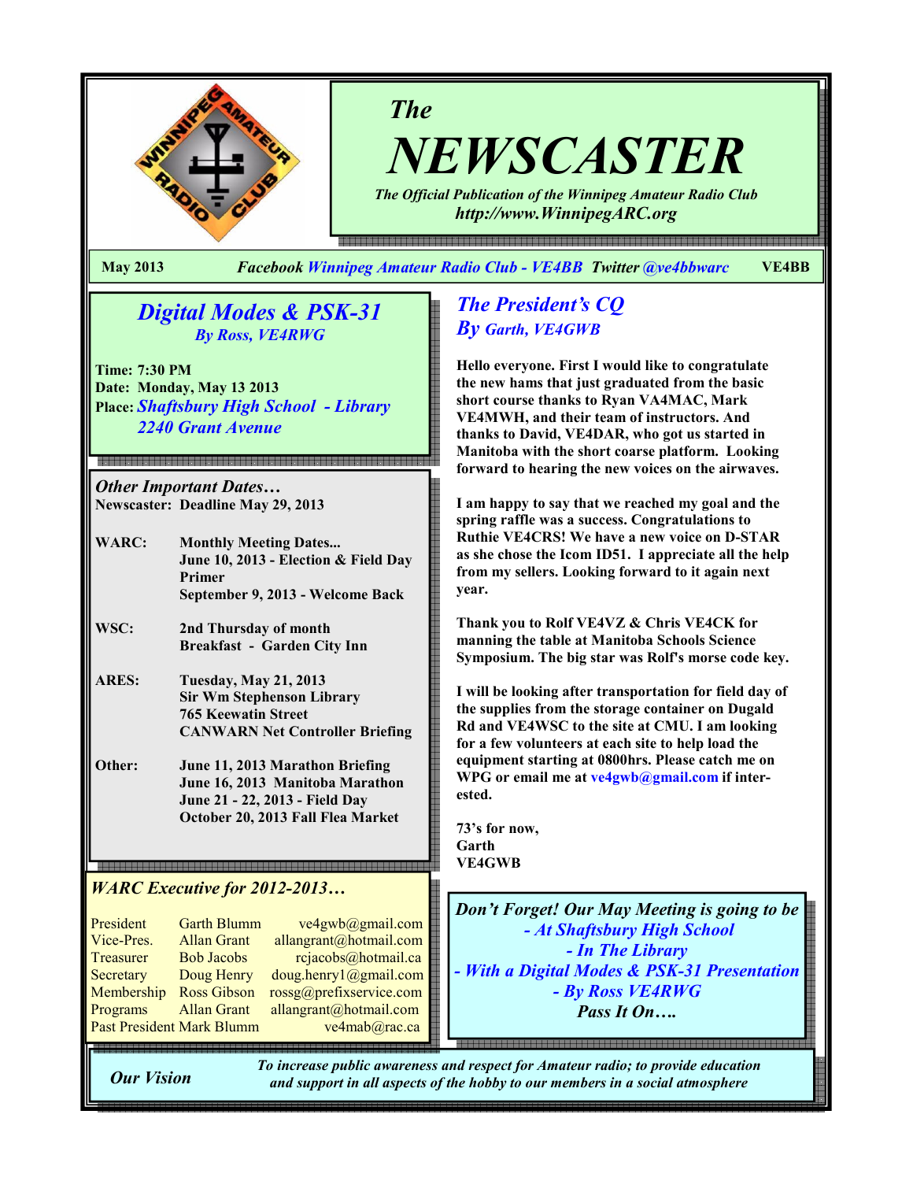# The NEWSCASTER

*The Official Publication of the Winnipeg Amateur Radio Club*
*http://www.WinnipegARC.org*

**May 2013** — *Facebook Winnipeg Amateur Radio Club - VE4BB* *Twitter @ve4bbwarc* — **VE4BB**

## *Digital Modes & PSK-31*
### *By Ross, VE4RWG*

**Time:** 7:30 PM
**Date:** Monday, May 13 2013
**Place:** *Shaftsbury High School - Library*
*2240 Grant Avenue*

### *Other Important Dates…*

**Newscaster:** Deadline May 29, 2013

**WARC:** Monthly Meeting Dates...
June 10, 2013 - Election & Field Day Primer
September 9, 2013 - Welcome Back

**WSC:** 2nd Thursday of month
Breakfast - Garden City Inn

**ARES:** Tuesday, May 21, 2013
Sir Wm Stephenson Library
765 Keewatin Street
CANWARN Net Controller Briefing

**Other:** June 11, 2013 Marathon Briefing
June 16, 2013 Manitoba Marathon
June 21 - 22, 2013 - Field Day
October 20, 2013 Fall Flea Market

### *WARC Executive for 2012-2013…*

| | | |
|---|---|---|
| President | Garth Blumm | ve4gwb@gmail.com |
| Vice-Pres. | Allan Grant | allangrant@hotmail.com |
| Treasurer | Bob Jacobs | rcjacobs@hotmail.ca |
| Secretary | Doug Henry | doug.henry1@gmail.com |
| Membership | Ross Gibson | rossg@prefixservice.com |
| Programs | Allan Grant | allangrant@hotmail.com |
| Past President | Mark Blumm | ve4mab@rac.ca |

## *The President's CQ*
### *By Garth, VE4GWB*

Hello everyone. First I would like to congratulate the new hams that just graduated from the basic short course thanks to Ryan VA4MAC, Mark VE4MWH, and their team of instructors. And thanks to David, VE4DAR, who got us started in Manitoba with the short coarse platform. Looking forward to hearing the new voices on the airwaves.

I am happy to say that we reached my goal and the spring raffle was a success. Congratulations to Ruthie VE4CRS! We have a new voice on D-STAR as she chose the Icom ID51. I appreciate all the help from my sellers. Looking forward to it again next year.

Thank you to Rolf VE4VZ & Chris VE4CK for manning the table at Manitoba Schools Science Symposium. The big star was Rolf's morse code key.

I will be looking after transportation for field day of the supplies from the storage container on Dugald Rd and VE4WSC to the site at CMU. I am looking for a few volunteers at each site to help load the equipment starting at 0800hrs. Please catch me on WPG or email me at ve4gwb@gmail.com if interested.

73's for now,
Garth
VE4GWB

*Don't Forget! Our May Meeting is going to be*
*- At Shaftsbury High School*
*- In The Library*
*- With a Digital Modes & PSK-31 Presentation*
*- By Ross VE4RWG*
*Pass It On….*

***Our Vision*** — *To increase public awareness and respect for Amateur radio; to provide education and support in all aspects of the hobby to our members in a social atmosphere*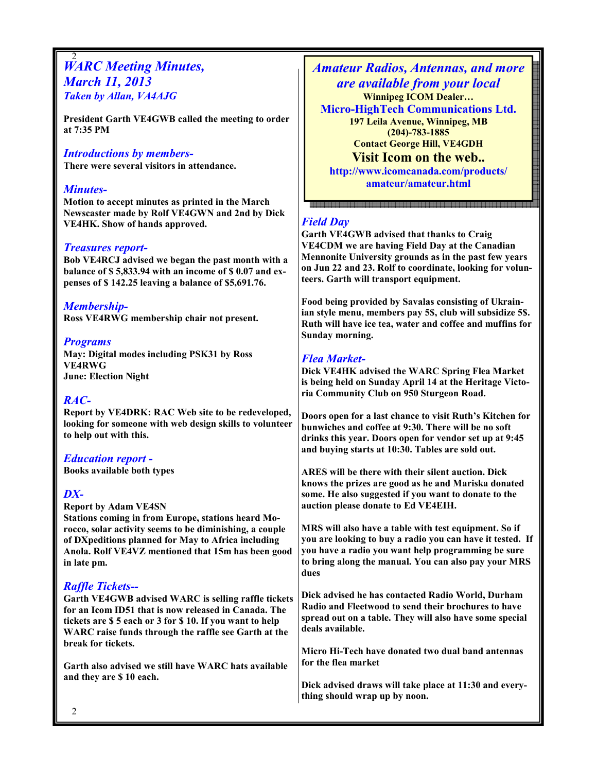## *WARC Meeting Minutes, March 11, 2013*

***Taken by Allan, VA4AJG***

**President Garth VE4GWB called the meeting to order at 7:35 PM**

### *Introductions by members-*

**There were several visitors in attendance.**

### *Minutes-*

**Motion to accept minutes as printed in the March Newscaster made by Rolf VE4GWN and 2nd by Dick VE4HK. Show of hands approved.**

### *Treasures report-*

**Bob VE4RCJ advised we began the past month with a balance of $ 5,833.94 with an income of $ 0.07 and expenses of $ 142.25 leaving a balance of $5,691.76.**

### *Membership-*

**Ross VE4RWG membership chair not present.**

### *Programs*

**May: Digital modes including PSK31 by Ross VE4RWG**
**June: Election Night**

### *RAC-*

**Report by VE4DRK: RAC Web site to be redeveloped, looking for someone with web design skills to volunteer to help out with this.**

### *Education report -*

**Books available both types**

### *DX-*

**Report by Adam VE4SN**
**Stations coming in from Europe, stations heard Morocco, solar activity seems to be diminishing, a couple of DXpeditions planned for May to Africa including Anola. Rolf VE4VZ mentioned that 15m has been good in late pm.**

### *Raffle Tickets--*

**Garth VE4GWB advised WARC is selling raffle tickets for an Icom ID51 that is now released in Canada. The tickets are $ 5 each or 3 for $ 10. If you want to help WARC raise funds through the raffle see Garth at the break for tickets.**

**Garth also advised we still have WARC hats available and they are $ 10 each.**

---

***Amateur Radios, Antennas, and more are available from your local***
**Winnipeg ICOM Dealer…**
**Micro-HighTech Communications Ltd.**
**197 Leila Avenue, Winnipeg, MB**
**(204)-783-1885**
**Contact George Hill, VE4GDH**
**Visit Icom on the web..**
**http://www.icomcanada.com/products/amateur/amateur.html**

---

### *Field Day*

**Garth VE4GWB advised that thanks to Craig VE4CDM we are having Field Day at the Canadian Mennonite University grounds as in the past few years on Jun 22 and 23. Rolf to coordinate, looking for volunteers. Garth will transport equipment.**

**Food being provided by Savalas consisting of Ukrainian style menu, members pay 5$, club will subsidize 5$. Ruth will have ice tea, water and coffee and muffins for Sunday morning.**

### *Flea Market-*

**Dick VE4HK advised the WARC Spring Flea Market is being held on Sunday April 14 at the Heritage Victoria Community Club on 950 Sturgeon Road.**

**Doors open for a last chance to visit Ruth's Kitchen for bunwiches and coffee at 9:30. There will be no soft drinks this year. Doors open for vendor set up at 9:45 and buying starts at 10:30. Tables are sold out.**

**ARES will be there with their silent auction. Dick knows the prizes are good as he and Mariska donated some. He also suggested if you want to donate to the auction please donate to Ed VE4EIH.**

**MRS will also have a table with test equipment. So if you are looking to buy a radio you can have it tested. If you have a radio you want help programming be sure to bring along the manual. You can also pay your MRS dues**

**Dick advised he has contacted Radio World, Durham Radio and Fleetwood to send their brochures to have spread out on a table. They will also have some special deals available.**

**Micro Hi-Tech have donated two dual band antennas for the flea market**

**Dick advised draws will take place at 11:30 and everything should wrap up by noon.**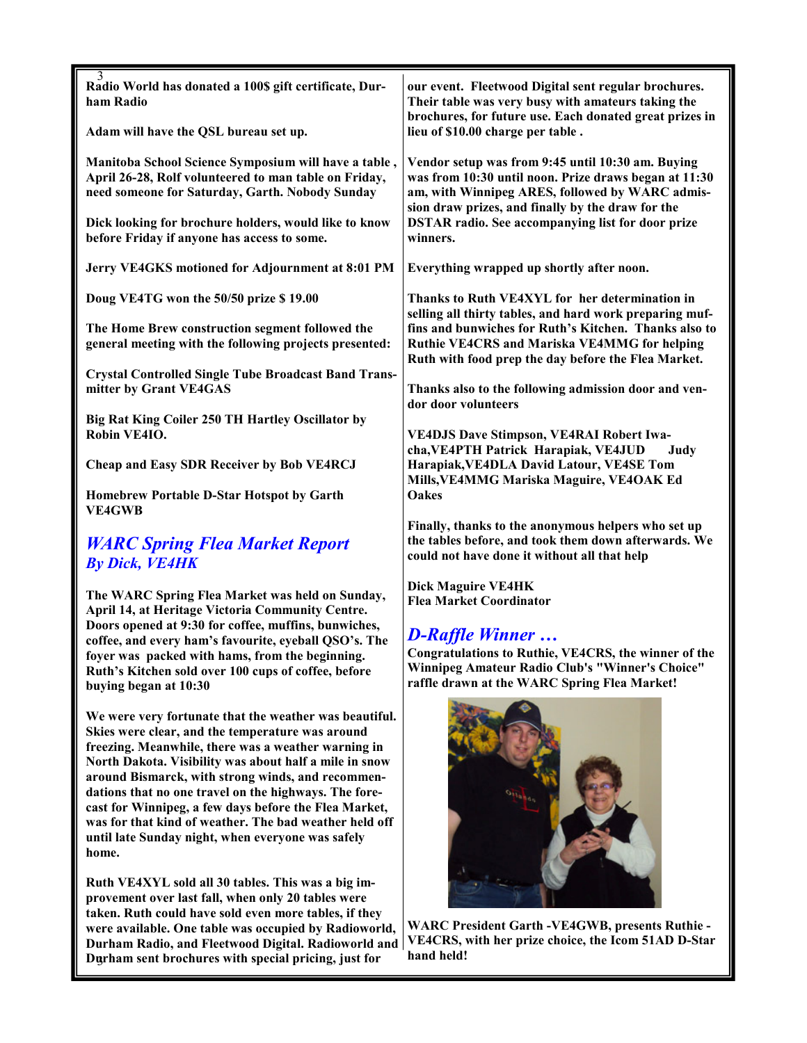**Radio World has donated a 100$ gift certificate, Durham Radio**

**Adam will have the QSL bureau set up.**

**Manitoba School Science Symposium will have a table , April 26-28, Rolf volunteered to man table on Friday, need someone for Saturday, Garth. Nobody Sunday**

**Dick looking for brochure holders, would like to know before Friday if anyone has access to some.**

**Jerry VE4GKS motioned for Adjournment at 8:01 PM**

**Doug VE4TG won the 50/50 prize $ 19.00**

**The Home Brew construction segment followed the general meeting with the following projects presented:**

**Crystal Controlled Single Tube Broadcast Band Transmitter by Grant VE4GAS**

**Big Rat King Coiler 250 TH Hartley Oscillator by Robin VE4IO.**

**Cheap and Easy SDR Receiver by Bob VE4RCJ**

**Homebrew Portable D-Star Hotspot by Garth VE4GWB**

## *WARC Spring Flea Market Report*
### *By Dick, VE4HK*

**The WARC Spring Flea Market was held on Sunday, April 14, at Heritage Victoria Community Centre. Doors opened at 9:30 for coffee, muffins, bunwiches, coffee, and every ham's favourite, eyeball QSO's. The foyer was packed with hams, from the beginning. Ruth's Kitchen sold over 100 cups of coffee, before buying began at 10:30**

**We were very fortunate that the weather was beautiful. Skies were clear, and the temperature was around freezing. Meanwhile, there was a weather warning in North Dakota. Visibility was about half a mile in snow around Bismarck, with strong winds, and recommendations that no one travel on the highways. The forecast for Winnipeg, a few days before the Flea Market, was for that kind of weather. The bad weather held off until late Sunday night, when everyone was safely home.**

**Ruth VE4XYL sold all 30 tables. This was a big improvement over last fall, when only 20 tables were taken. Ruth could have sold even more tables, if they were available. One table was occupied by Radioworld, Durham Radio, and Fleetwood Digital. Radioworld and Durham sent brochures with special pricing, just for our event. Fleetwood Digital sent regular brochures. Their table was very busy with amateurs taking the brochures, for future use. Each donated great prizes in lieu of $10.00 charge per table .**

**Vendor setup was from 9:45 until 10:30 am. Buying was from 10:30 until noon. Prize draws began at 11:30 am, with Winnipeg ARES, followed by WARC admission draw prizes, and finally by the draw for the DSTAR radio. See accompanying list for door prize winners.**

**Everything wrapped up shortly after noon.**

**Thanks to Ruth VE4XYL for her determination in selling all thirty tables, and hard work preparing muffins and bunwiches for Ruth's Kitchen. Thanks also to Ruthie VE4CRS and Mariska VE4MMG for helping Ruth with food prep the day before the Flea Market.**

**Thanks also to the following admission door and vendor door volunteers**

**VE4DJS Dave Stimpson, VE4RAI Robert Iwacha,VE4PTH Patrick Harapiak, VE4JUD Judy Harapiak,VE4DLA David Latour, VE4SE Tom Mills,VE4MMG Mariska Maguire, VE4OAK Ed Oakes**

**Finally, thanks to the anonymous helpers who set up the tables before, and took them down afterwards. We could not have done it without all that help**

**Dick Maguire VE4HK**
**Flea Market Coordinator**

## *D-Raffle Winner …*

**Congratulations to Ruthie, VE4CRS, the winner of the Winnipeg Amateur Radio Club's "Winner's Choice" raffle drawn at the WARC Spring Flea Market!**

**WARC President Garth -VE4GWB, presents Ruthie - VE4CRS, with her prize choice, the Icom 51AD D-Star hand held!**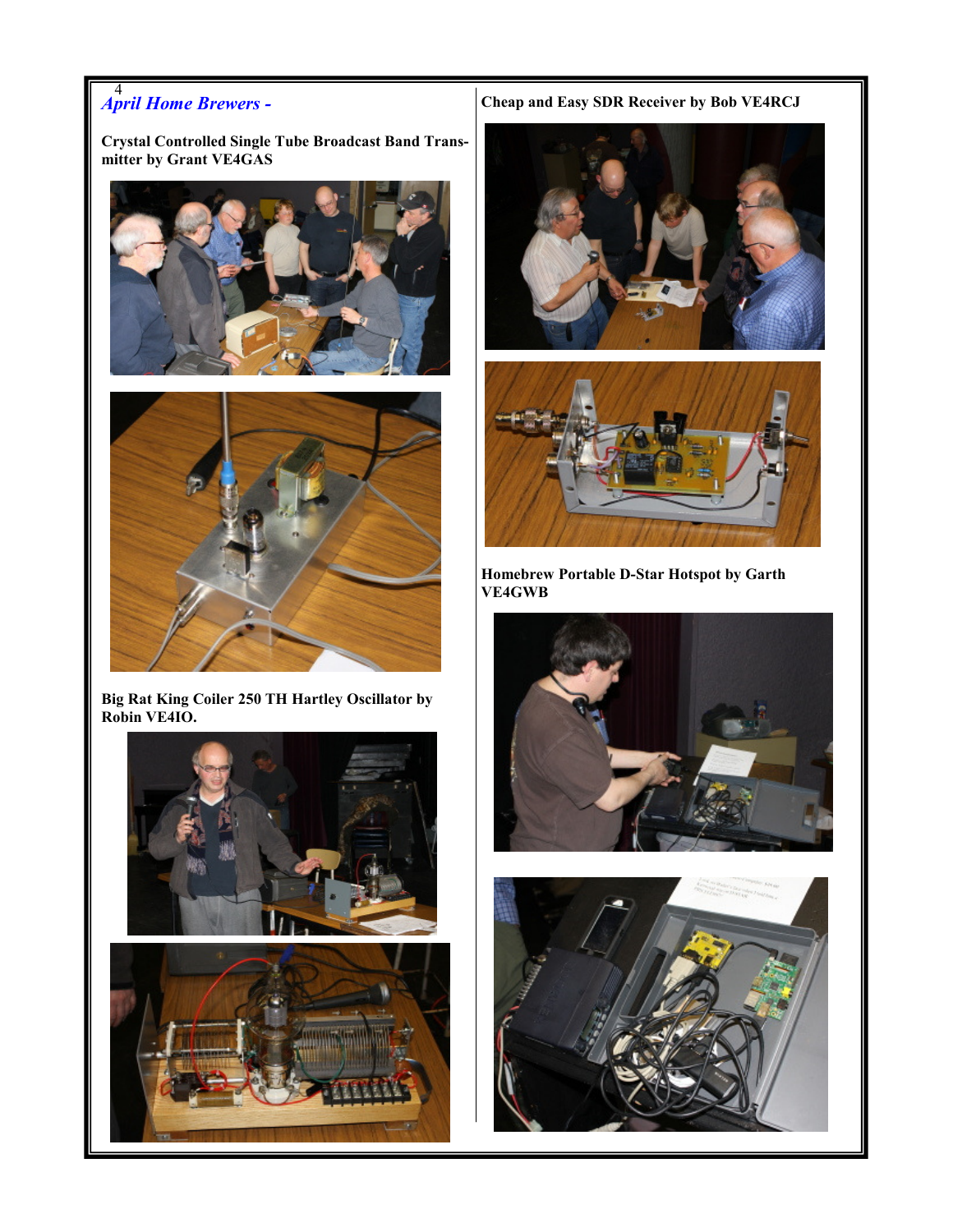## *April Home Brewers -*

**Crystal Controlled Single Tube Broadcast Band Transmitter by Grant VE4GAS**

**Big Rat King Coiler 250 TH Hartley Oscillator by Robin VE4IO.**

**Cheap and Easy SDR Receiver by Bob VE4RCJ**

**Homebrew Portable D-Star Hotspot by Garth VE4GWB**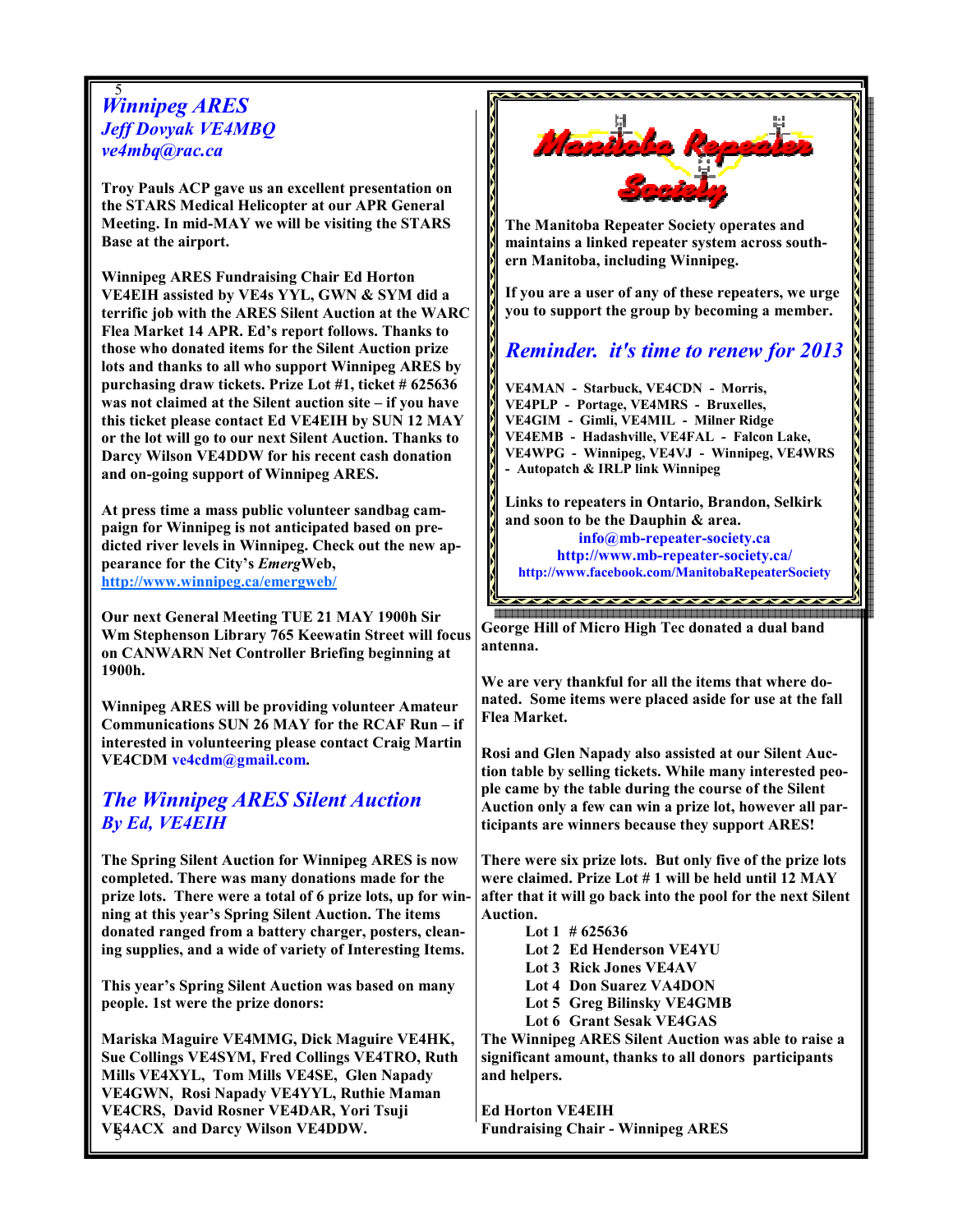## *Winnipeg ARES*

### *Jeff Dovyak VE4MBQ*

*ve4mbq@rac.ca*

**Troy Pauls ACP gave us an excellent presentation on the STARS Medical Helicopter at our APR General Meeting. In mid-MAY we will be visiting the STARS Base at the airport.**

**Winnipeg ARES Fundraising Chair Ed Horton VE4EIH assisted by VE4s YYL, GWN & SYM did a terrific job with the ARES Silent Auction at the WARC Flea Market 14 APR. Ed's report follows. Thanks to those who donated items for the Silent Auction prize lots and thanks to all who support Winnipeg ARES by purchasing draw tickets. Prize Lot #1, ticket # 625636 was not claimed at the Silent auction site – if you have this ticket please contact Ed VE4EIH by SUN 12 MAY or the lot will go to our next Silent Auction. Thanks to Darcy Wilson VE4DDW for his recent cash donation and on-going support of Winnipeg ARES.**

**At press time a mass public volunteer sandbag campaign for Winnipeg is not anticipated based on predicted river levels in Winnipeg. Check out the new appearance for the City's *Emerg*Web, http://www.winnipeg.ca/emergweb/**

**Our next General Meeting TUE 21 MAY 1900h Sir Wm Stephenson Library 765 Keewatin Street will focus on CANWARN Net Controller Briefing beginning at 1900h.**

**Winnipeg ARES will be providing volunteer Amateur Communications SUN 26 MAY for the RCAF Run – if interested in volunteering please contact Craig Martin VE4CDM ve4cdm@gmail.com.**

## *The Winnipeg ARES Silent Auction*

### *By Ed, VE4EIH*

**The Spring Silent Auction for Winnipeg ARES is now completed. There was many donations made for the prize lots. There were a total of 6 prize lots, up for winning at this year's Spring Silent Auction. The items donated ranged from a battery charger, posters, cleaning supplies, and a wide of variety of Interesting Items.**

**This year's Spring Silent Auction was based on many people. 1st were the prize donors:**

**Mariska Maguire VE4MMG, Dick Maguire VE4HK, Sue Collings VE4SYM, Fred Collings VE4TRO, Ruth Mills VE4XYL, Tom Mills VE4SE, Glen Napady VE4GWN, Rosi Napady VE4YYL, Ruthie Maman VE4CRS, David Rosner VE4DAR, Yori Tsuji VE4ACX and Darcy Wilson VE4DDW.**

**George Hill of Micro High Tec donated a dual band antenna.**

**We are very thankful for all the items that where donated. Some items were placed aside for use at the fall Flea Market.**

**Rosi and Glen Napady also assisted at our Silent Auction table by selling tickets. While many interested people came by the table during the course of the Silent Auction only a few can win a prize lot, however all participants are winners because they support ARES!**

**There were six prize lots. But only five of the prize lots were claimed. Prize Lot # 1 will be held until 12 MAY after that it will go back into the pool for the next Silent Auction.**

- **Lot 1 # 625636**
- **Lot 2 Ed Henderson VE4YU**
- **Lot 3 Rick Jones VE4AV**
- **Lot 4 Don Suarez VA4DON**
- **Lot 5 Greg Bilinsky VE4GMB**
- **Lot 6 Grant Sesak VE4GAS**

**The Winnipeg ARES Silent Auction was able to raise a significant amount, thanks to all donors participants and helpers.**

**Ed Horton VE4EIH**
**Fundraising Chair - Winnipeg ARES**

---

## Manitoba Repeater Society

**The Manitoba Repeater Society operates and maintains a linked repeater system across southern Manitoba, including Winnipeg.**

**If you are a user of any of these repeaters, we urge you to support the group by becoming a member.**

### *Reminder. it's time to renew for 2013*

**VE4MAN - Starbuck, VE4CDN - Morris, VE4PLP - Portage, VE4MRS - Bruxelles, VE4GIM - Gimli, VE4MIL - Milner Ridge VE4EMB - Hadashville, VE4FAL - Falcon Lake, VE4WPG - Winnipeg, VE4VJ - Winnipeg, VE4WRS - Autopatch & IRLP link Winnipeg**

**Links to repeaters in Ontario, Brandon, Selkirk and soon to be the Dauphin & area.**

**info@mb-repeater-society.ca**
**http://www.mb-repeater-society.ca/**
**http://www.facebook.com/ManitobaRepeaterSociety**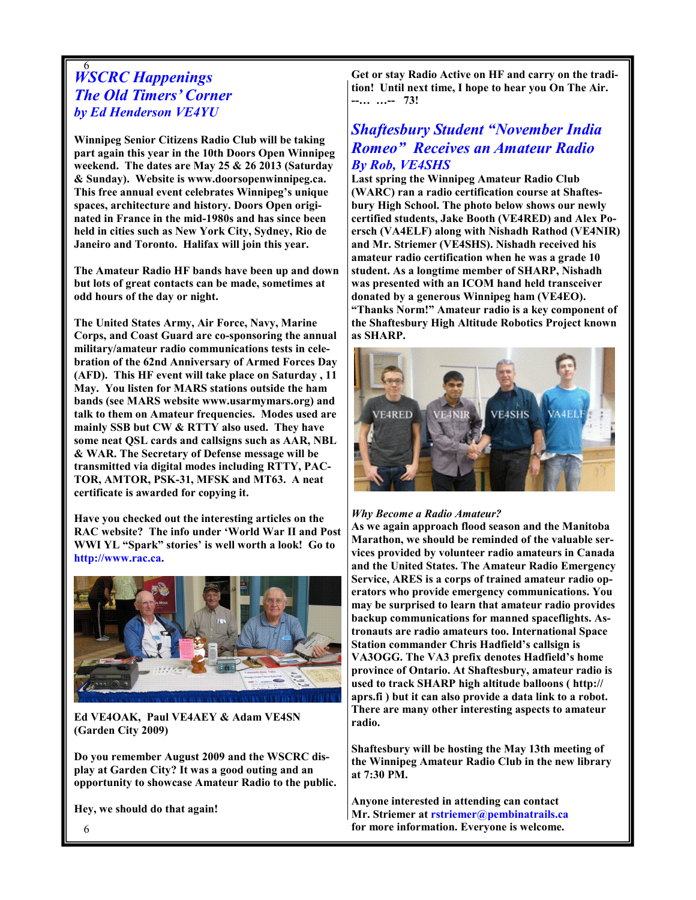## WSCRC Happenings
## The Old Timers' Corner
### *by Ed Henderson VE4YU*

**Winnipeg Senior Citizens Radio Club will be taking part again this year in the 10th Doors Open Winnipeg weekend. The dates are May 25 & 26 2013 (Saturday & Sunday). Website is www.doorsopenwinnipeg.ca. This free annual event celebrates Winnipeg's unique spaces, architecture and history. Doors Open originated in France in the mid-1980s and has since been held in cities such as New York City, Sydney, Rio de Janeiro and Toronto. Halifax will join this year.**

**The Amateur Radio HF bands have been up and down but lots of great contacts can be made, sometimes at odd hours of the day or night.**

**The United States Army, Air Force, Navy, Marine Corps, and Coast Guard are co-sponsoring the annual military/amateur radio communications tests in celebration of the 62nd Anniversary of Armed Forces Day (AFD). This HF event will take place on Saturday , 11 May. You listen for MARS stations outside the ham bands (see MARS website www.usarmymars.org) and talk to them on Amateur frequencies. Modes used are mainly SSB but CW & RTTY also used. They have some neat QSL cards and callsigns such as AAR, NBL & WAR. The Secretary of Defense message will be transmitted via digital modes including RTTY, PACTOR, AMTOR, PSK-31, MFSK and MT63. A neat certificate is awarded for copying it.**

**Have you checked out the interesting articles on the RAC website? The info under 'World War II and Post WWI YL "Spark" stories' is well worth a look! Go to http://www.rac.ca.**

**Ed VE4OAK, Paul VE4AEY & Adam VE4SN (Garden City 2009)**

**Do you remember August 2009 and the WSCRC display at Garden City? It was a good outing and an opportunity to showcase Amateur Radio to the public.**

**Hey, we should do that again!**

**Get or stay Radio Active on HF and carry on the tradition! Until next time, I hope to hear you On The Air. --… …-- 73!**

## Shaftesbury Student "November India Romeo" Receives an Amateur Radio
### *By Rob, VE4SHS*

**Last spring the Winnipeg Amateur Radio Club (WARC) ran a radio certification course at Shaftesbury High School. The photo below shows our newly certified students, Jake Booth (VE4RED) and Alex Poersch (VA4ELF) along with Nishadh Rathod (VE4NIR) and Mr. Striemer (VE4SHS). Nishadh received his amateur radio certification when he was a grade 10 student. As a longtime member of SHARP, Nishadh was presented with an ICOM hand held transceiver donated by a generous Winnipeg ham (VE4EO). "Thanks Norm!" Amateur radio is a key component of the Shaftesbury High Altitude Robotics Project known as SHARP.**

VE4RED VE4NIR VE4SHS VA4ELF

***Why Become a Radio Amateur?***

**As we again approach flood season and the Manitoba Marathon, we should be reminded of the valuable services provided by volunteer radio amateurs in Canada and the United States. The Amateur Radio Emergency Service, ARES is a corps of trained amateur radio operators who provide emergency communications. You may be surprised to learn that amateur radio provides backup communications for manned spaceflights. Astronauts are radio amateurs too. International Space Station commander Chris Hadfield's callsign is VA3OGG. The VA3 prefix denotes Hadfield's home province of Ontario. At Shaftesbury, amateur radio is used to track SHARP high altitude balloons ( http://aprs.fi ) but it can also provide a data link to a robot. There are many other interesting aspects to amateur radio.**

**Shaftesbury will be hosting the May 13th meeting of the Winnipeg Amateur Radio Club in the new library at 7:30 PM.**

**Anyone interested in attending can contact Mr. Striemer at rstriemer@pembinatrails.ca for more information. Everyone is welcome.**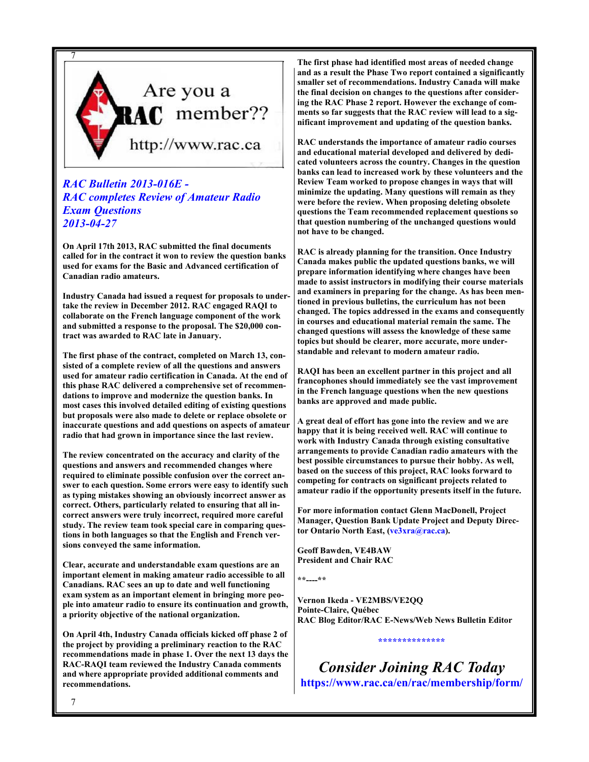Are you a RAC member??

http://www.rac.ca

## *RAC Bulletin 2013-016E - RAC completes Review of Amateur Radio Exam Questions 2013-04-27*

**On April 17th 2013, RAC submitted the final documents called for in the contract it won to review the question banks used for exams for the Basic and Advanced certification of Canadian radio amateurs.**

**Industry Canada had issued a request for proposals to undertake the review in December 2012. RAC engaged RAQI to collaborate on the French language component of the work and submitted a response to the proposal. The $20,000 contract was awarded to RAC late in January.**

**The first phase of the contract, completed on March 13, consisted of a complete review of all the questions and answers used for amateur radio certification in Canada. At the end of this phase RAC delivered a comprehensive set of recommendations to improve and modernize the question banks. In most cases this involved detailed editing of existing questions but proposals were also made to delete or replace obsolete or inaccurate questions and add questions on aspects of amateur radio that had grown in importance since the last review.**

**The review concentrated on the accuracy and clarity of the questions and answers and recommended changes where required to eliminate possible confusion over the correct answer to each question. Some errors were easy to identify such as typing mistakes showing an obviously incorrect answer as correct. Others, particularly related to ensuring that all incorrect answers were truly incorrect, required more careful study. The review team took special care in comparing questions in both languages so that the English and French versions conveyed the same information.**

**Clear, accurate and understandable exam questions are an important element in making amateur radio accessible to all Canadians. RAC sees an up to date and well functioning exam system as an important element in bringing more people into amateur radio to ensure its continuation and growth, a priority objective of the national organization.**

**On April 4th, Industry Canada officials kicked off phase 2 of the project by providing a preliminary reaction to the RAC recommendations made in phase 1. Over the next 13 days the RAC-RAQI team reviewed the Industry Canada comments and where appropriate provided additional comments and recommendations.**

**The first phase had identified most areas of needed change and as a result the Phase Two report contained a significantly smaller set of recommendations. Industry Canada will make the final decision on changes to the questions after considering the RAC Phase 2 report. However the exchange of comments so far suggests that the RAC review will lead to a significant improvement and updating of the question banks.**

**RAC understands the importance of amateur radio courses and educational material developed and delivered by dedicated volunteers across the country. Changes in the question banks can lead to increased work by these volunteers and the Review Team worked to propose changes in ways that will minimize the updating. Many questions will remain as they were before the review. When proposing deleting obsolete questions the Team recommended replacement questions so that question numbering of the unchanged questions would not have to be changed.**

**RAC is already planning for the transition. Once Industry Canada makes public the updated questions banks, we will prepare information identifying where changes have been made to assist instructors in modifying their course materials and examiners in preparing for the change. As has been mentioned in previous bulletins, the curriculum has not been changed. The topics addressed in the exams and consequently in courses and educational material remain the same. The changed questions will assess the knowledge of these same topics but should be clearer, more accurate, more understandable and relevant to modern amateur radio.**

**RAQI has been an excellent partner in this project and all francophones should immediately see the vast improvement in the French language questions when the new questions banks are approved and made public.**

**A great deal of effort has gone into the review and we are happy that it is being received well. RAC will continue to work with Industry Canada through existing consultative arrangements to provide Canadian radio amateurs with the best possible circumstances to pursue their hobby. As well, based on the success of this project, RAC looks forward to competing for contracts on significant projects related to amateur radio if the opportunity presents itself in the future.**

**For more information contact Glenn MacDonell, Project Manager, Question Bank Update Project and Deputy Director Ontario North East, (ve3xra@rac.ca).**

**Geoff Bawden, VE4BAW**
**President and Chair RAC**

**\*\*----\*\***

**Vernon Ikeda - VE2MBS/VE2QQ**
**Pointe-Claire, Québec**
**RAC Blog Editor/RAC E-News/Web News Bulletin Editor**

**\*\*\*\*\*\*\*\*\*\*\*\*\*\***

## *Consider Joining RAC Today*

**https://www.rac.ca/en/rac/membership/form/**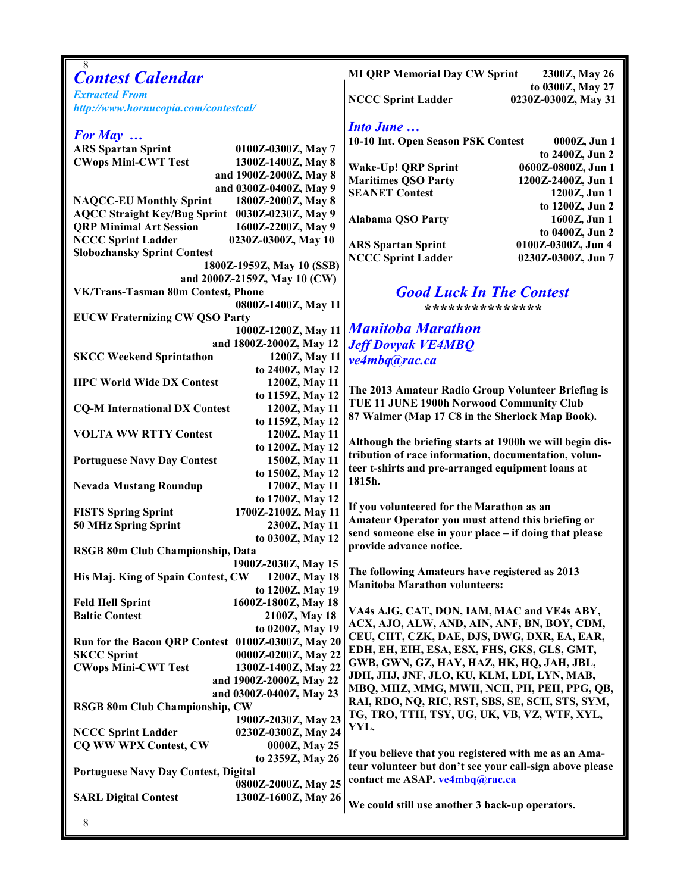# Contest Calendar

*Extracted From*
*http://www.hornucopia.com/contestcal/*

## For May …

| Contest | Time |
|---|---|
| ARS Spartan Sprint | 0100Z-0300Z, May 7 |
| CWops Mini-CWT Test | 1300Z-1400Z, May 8 and 1900Z-2000Z, May 8 and 0300Z-0400Z, May 9 |
| NAQCC-EU Monthly Sprint | 1800Z-2000Z, May 8 |
| AQCC Straight Key/Bug Sprint | 0030Z-0230Z, May 9 |
| QRP Minimal Art Session | 1600Z-2200Z, May 9 |
| NCCC Sprint Ladder | 0230Z-0300Z, May 10 |
| Slobozhansky Sprint Contest | 1800Z-1959Z, May 10 (SSB) and 2000Z-2159Z, May 10 (CW) |
| VK/Trans-Tasman 80m Contest, Phone | 0800Z-1400Z, May 11 |
| EUCW Fraternizing CW QSO Party | 1000Z-1200Z, May 11 and 1800Z-2000Z, May 12 |
| SKCC Weekend Sprintathon | 1200Z, May 11 to 2400Z, May 12 |
| HPC World Wide DX Contest | 1200Z, May 11 to 1159Z, May 12 |
| CQ-M International DX Contest | 1200Z, May 11 to 1159Z, May 12 |
| VOLTA WW RTTY Contest | 1200Z, May 11 to 1200Z, May 12 |
| Portuguese Navy Day Contest | 1500Z, May 11 to 1500Z, May 12 |
| Nevada Mustang Roundup | 1700Z, May 11 to 1700Z, May 12 |
| FISTS Spring Sprint | 1700Z-2100Z, May 11 |
| 50 MHz Spring Sprint | 2300Z, May 11 to 0300Z, May 12 |
| RSGB 80m Club Championship, Data | 1900Z-2030Z, May 15 |
| His Maj. King of Spain Contest, CW | 1200Z, May 18 to 1200Z, May 19 |
| Feld Hell Sprint | 1600Z-1800Z, May 18 |
| Baltic Contest | 2100Z, May 18 to 0200Z, May 19 |
| Run for the Bacon QRP Contest | 0100Z-0300Z, May 20 |
| SKCC Sprint | 0000Z-0200Z, May 22 |
| CWops Mini-CWT Test | 1300Z-1400Z, May 22 and 1900Z-2000Z, May 22 and 0300Z-0400Z, May 23 |
| RSGB 80m Club Championship, CW | 1900Z-2030Z, May 23 |
| NCCC Sprint Ladder | 0230Z-0300Z, May 24 |
| CQ WW WPX Contest, CW | 0000Z, May 25 to 2359Z, May 26 |
| Portuguese Navy Day Contest, Digital | 0800Z-2000Z, May 25 |
| SARL Digital Contest | 1300Z-1600Z, May 26 |
| MI QRP Memorial Day CW Sprint | 2300Z, May 26 to 0300Z, May 27 |
| NCCC Sprint Ladder | 0230Z-0300Z, May 31 |

## Into June …

| Contest | Time |
|---|---|
| 10-10 Int. Open Season PSK Contest | 0000Z, Jun 1 to 2400Z, Jun 2 |
| Wake-Up! QRP Sprint | 0600Z-0800Z, Jun 1 |
| Maritimes QSO Party | 1200Z-2400Z, Jun 1 |
| SEANET Contest | 1200Z, Jun 1 to 1200Z, Jun 2 |
| Alabama QSO Party | 1600Z, Jun 1 to 0400Z, Jun 2 |
| ARS Spartan Sprint | 0100Z-0300Z, Jun 4 |
| NCCC Sprint Ladder | 0230Z-0300Z, Jun 7 |

*Good Luck In The Contest*

***************

# Manitoba Marathon

*Jeff Dovyak VE4MBQ*
*ve4mbq@rac.ca*

**The 2013 Amateur Radio Group Volunteer Briefing is TUE 11 JUNE 1900h Norwood Community Club 87 Walmer (Map 17 C8 in the Sherlock Map Book).**

**Although the briefing starts at 1900h we will begin distribution of race information, documentation, volunteer t-shirts and pre-arranged equipment loans at 1815h.**

**If you volunteered for the Marathon as an Amateur Operator you must attend this briefing or send someone else in your place – if doing that please provide advance notice.**

**The following Amateurs have registered as 2013 Manitoba Marathon volunteers:**

**VA4s AJG, CAT, DON, IAM, MAC and VE4s ABY, ACX, AJO, ALW, AND, AIN, ANF, BN, BOY, CDM, CEU, CHT, CZK, DAE, DJS, DWG, DXR, EA, EAR, EDH, EH, EIH, ESA, ESX, FHS, GKS, GLS, GMT, GWB, GWN, GZ, HAY, HAZ, HK, HQ, JAH, JBL, JDH, JHJ, JNF, JLO, KU, KLM, LDI, LYN, MAB, MBQ, MHZ, MMG, MWH, NCH, PH, PEH, PPG, QB, RAI, RDO, NQ, RIC, RST, SBS, SE, SCH, STS, SYM, TG, TRO, TTH, TSY, UG, UK, VB, VZ, WTF, XYL, YYL.**

**If you believe that you registered with me as an Amateur volunteer but don't see your call-sign above please contact me ASAP. ve4mbq@rac.ca**

**We could still use another 3 back-up operators.**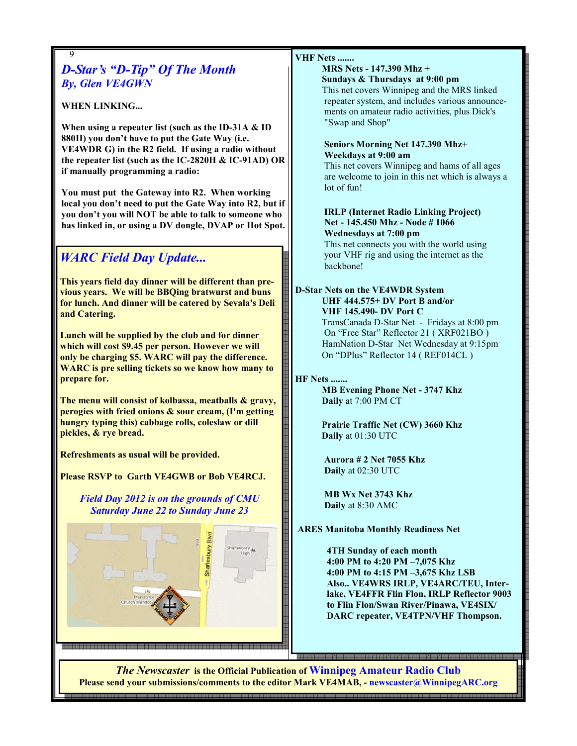## *D-Star's "D-Tip" Of The Month*

*By, Glen VE4GWN*

**WHEN LINKING...**

**When using a repeater list (such as the ID-31A & ID 880H) you don't have to put the Gate Way (i.e. VE4WDR G) in the R2 field. If using a radio without the repeater list (such as the IC-2820H & IC-91AD) OR if manually programming a radio:**

**You must put the Gateway into R2. When working local you don't need to put the Gate Way into R2, but if you don't you will NOT be able to talk to someone who has linked in, or using a DV dongle, DVAP or Hot Spot.**

## *WARC Field Day Update...*

**This years field day dinner will be different than previous years. We will be BBQing bratwurst and buns for lunch. And dinner will be catered by Sevala's Deli and Catering.**

**Lunch will be supplied by the club and for dinner which will cost $9.45 per person. However we will only be charging $5. WARC will pay the difference. WARC is pre selling tickets so we know how many to prepare for.**

**The menu will consist of kolbassa, meatballs & gravy, perogies with fried onions & sour cream, (I'm getting hungry typing this) cabbage rolls, coleslaw or dill pickles, & rye bread.**

**Refreshments as usual will be provided.**

**Please RSVP to Garth VE4GWB or Bob VE4RCJ.**

***Field Day 2012 is on the grounds of CMU***
***Saturday June 22 to Sunday June 23***

Shaftesbury Blvd
Shaftesbury High
Mennonite Church Manitoba

**VHF Nets .......**

**MRS Nets - 147.390 Mhz +**
**Sundays & Thursdays at 9:00 pm**
This net covers Winnipeg and the MRS linked repeater system, and includes various announcements on amateur radio activities, plus Dick's "Swap and Shop"

**Seniors Morning Net 147.390 Mhz+**
**Weekdays at 9:00 am**
This net covers Winnipeg and hams of all ages are welcome to join in this net which is always a lot of fun!

**IRLP (Internet Radio Linking Project) Net - 145.450 Mhz - Node # 1066**
**Wednesdays at 7:00 pm**
This net connects you with the world using your VHF rig and using the internet as the backbone!

**D-Star Nets on the VE4WDR System**
**UHF 444.575+ DV Port B and/or**
**VHF 145.490- DV Port C**
TransCanada D-Star Net - Fridays at 8:00 pm
On "Free Star" Reflector 21 ( XRF021BO )
HamNation D-Star Net Wednesday at 9:15pm
On "DPlus" Reflector 14 ( REF014CL )

**HF Nets .......**

**MB Evening Phone Net - 3747 Khz**
**Daily** at 7:00 PM CT

**Prairie Traffic Net (CW) 3660 Khz**
**Daily** at 01:30 UTC

**Aurora # 2 Net 7055 Khz**
**Daily** at 02:30 UTC

**MB Wx Net 3743 Khz**
**Daily** at 8:30 AMC

**ARES Manitoba Monthly Readiness Net**

**4TH Sunday of each month**
**4:00 PM to 4:20 PM –7,075 Khz**
**4:00 PM to 4:15 PM –3,675 Khz LSB**
**Also.. VE4WRS IRLP, VE4ARC/TEU, Interlake, VE4FFR Flin Flon, IRLP Reflector 9003 to Flin Flon/Swan River/Pinawa, VE4SIX/ DARC repeater, VE4TPN/VHF Thompson.**

***The Newscaster*** **is the Official Publication of Winnipeg Amateur Radio Club**
**Please send your submissions/comments to the editor Mark VE4MAB, - newscaster@WinnipegARC.org**